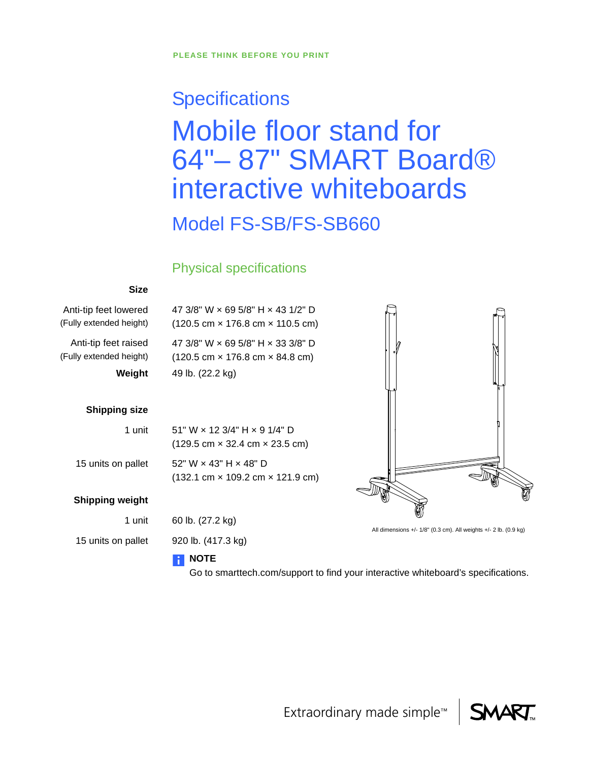PLEASE THINK BEFORE YOU PRINT

## Specifications

# Mobile floor stand for 64"– 87" SMART Board® interactive whiteboards

## Model FS-SB/FS-SB660

### Physical specifications

| | |
|---|---|
| **Size** | |
| Anti-tip feet lowered (Fully extended height) | 47 3/8" W × 69 5/8" H × 43 1/2" D (120.5 cm × 176.8 cm × 110.5 cm) |
| Anti-tip feet raised (Fully extended height) | 47 3/8" W × 69 5/8" H × 33 3/8" D (120.5 cm × 176.8 cm × 84.8 cm) |
| **Weight** | 49 lb. (22.2 kg) |
| **Shipping size** | |
| 1 unit | 51" W × 12 3/4" H × 9 1/4" D (129.5 cm × 32.4 cm × 23.5 cm) |
| 15 units on pallet | 52" W × 43" H × 48" D (132.1 cm × 109.2 cm × 121.9 cm) |
| **Shipping weight** | |
| 1 unit | 60 lb. (27.2 kg) |
| 15 units on pallet | 920 lb. (417.3 kg) |

All dimensions +/- 1/8" (0.3 cm). All weights +/- 2 lb. (0.9 kg)

**NOTE**

Go to smarttech.com/support to find your interactive whiteboard's specifications.

Extraordinary made simple™ SMART™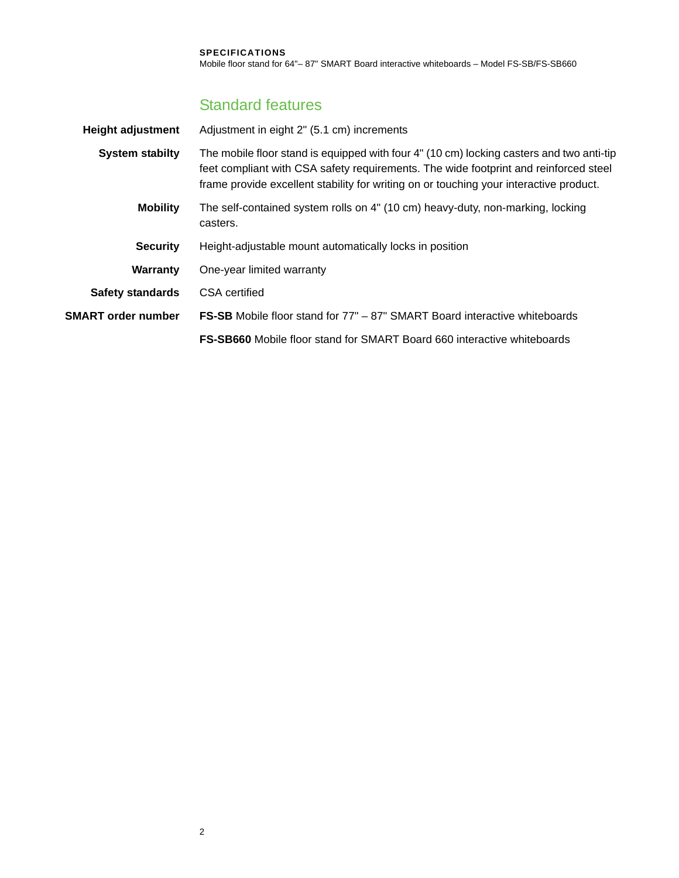## Standard features

| | |
|---|---|
| **Height adjustment** | Adjustment in eight 2" (5.1 cm) increments |
| **System stabilty** | The mobile floor stand is equipped with four 4" (10 cm) locking casters and two anti-tip feet compliant with CSA safety requirements. The wide footprint and reinforced steel frame provide excellent stability for writing on or touching your interactive product. |
| **Mobility** | The self-contained system rolls on 4" (10 cm) heavy-duty, non-marking, locking casters. |
| **Security** | Height-adjustable mount automatically locks in position |
| **Warranty** | One-year limited warranty |
| **Safety standards** | CSA certified |
| **SMART order number** | **FS-SB** Mobile floor stand for 77" – 87" SMART Board interactive whiteboards |
| | **FS-SB660** Mobile floor stand for SMART Board 660 interactive whiteboards |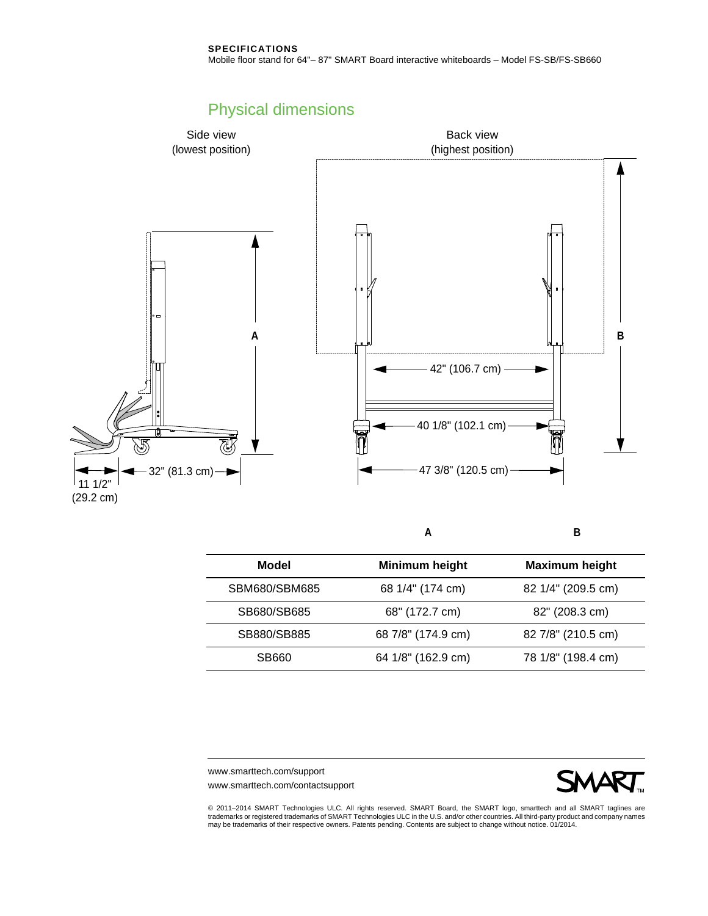## Physical dimensions

Side view
(lowest position)

Back view
(highest position)

A

B

42" (106.7 cm)

40 1/8" (102.1 cm)

47 3/8" (120.5 cm)

11 1/2"
(29.2 cm)

32" (81.3 cm)

| | A | B |
|---|---|---|
| **Model** | **Minimum height** | **Maximum height** |
| SBM680/SBM685 | 68 1/4" (174 cm) | 82 1/4" (209.5 cm) |
| SB680/SB685 | 68" (172.7 cm) | 82" (208.3 cm) |
| SB880/SB885 | 68 7/8" (174.9 cm) | 82 7/8" (210.5 cm) |
| SB660 | 64 1/8" (162.9 cm) | 78 1/8" (198.4 cm) |

www.smarttech.com/support
www.smarttech.com/contactsupport

SMART™

© 2011–2014 SMART Technologies ULC. All rights reserved. SMART Board, the SMART logo, smarttech and all SMART taglines are trademarks or registered trademarks of SMART Technologies ULC in the U.S. and/or other countries. All third-party product and company names may be trademarks of their respective owners. Patents pending. Contents are subject to change without notice. 01/2014.